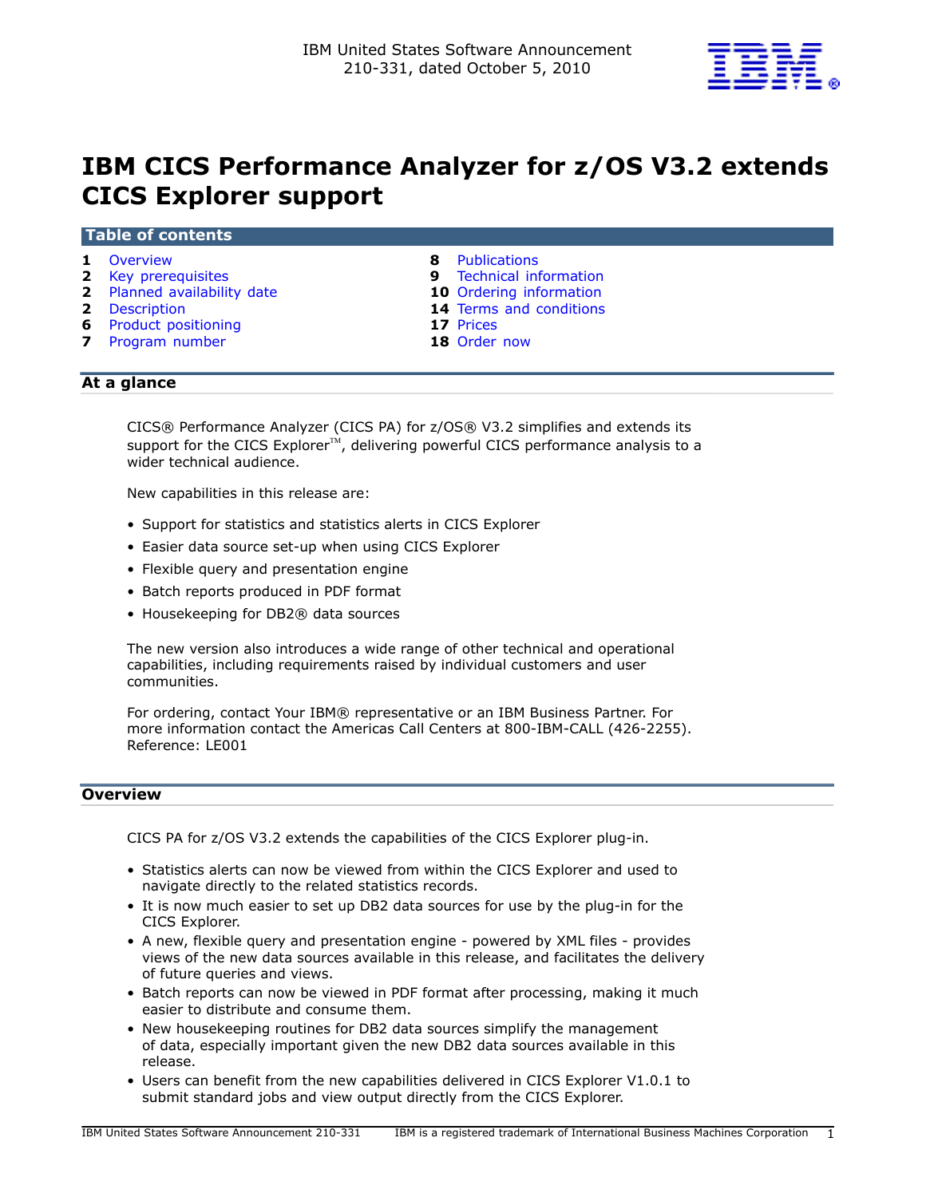IBM United States Software Announcement
210-331, dated October 5, 2010

# IBM CICS Performance Analyzer for z/OS V3.2 extends CICS Explorer support

## Table of contents

| | | | |
|---|---|---|---|
| 1 | Overview | 8 | Publications |
| 2 | Key prerequisites | 9 | Technical information |
| 2 | Planned availability date | 10 | Ordering information |
| 2 | Description | 14 | Terms and conditions |
| 6 | Product positioning | 17 | Prices |
| 7 | Program number | 18 | Order now |

## At a glance

CICS® Performance Analyzer (CICS PA) for z/OS® V3.2 simplifies and extends its support for the CICS Explorer™, delivering powerful CICS performance analysis to a wider technical audience.

New capabilities in this release are:

- Support for statistics and statistics alerts in CICS Explorer
- Easier data source set-up when using CICS Explorer
- Flexible query and presentation engine
- Batch reports produced in PDF format
- Housekeeping for DB2® data sources

The new version also introduces a wide range of other technical and operational capabilities, including requirements raised by individual customers and user communities.

For ordering, contact Your IBM® representative or an IBM Business Partner. For more information contact the Americas Call Centers at 800-IBM-CALL (426-2255). Reference: LE001

## Overview

CICS PA for z/OS V3.2 extends the capabilities of the CICS Explorer plug-in.

- Statistics alerts can now be viewed from within the CICS Explorer and used to navigate directly to the related statistics records.
- It is now much easier to set up DB2 data sources for use by the plug-in for the CICS Explorer.
- A new, flexible query and presentation engine - powered by XML files - provides views of the new data sources available in this release, and facilitates the delivery of future queries and views.
- Batch reports can now be viewed in PDF format after processing, making it much easier to distribute and consume them.
- New housekeeping routines for DB2 data sources simplify the management of data, especially important given the new DB2 data sources available in this release.
- Users can benefit from the new capabilities delivered in CICS Explorer V1.0.1 to submit standard jobs and view output directly from the CICS Explorer.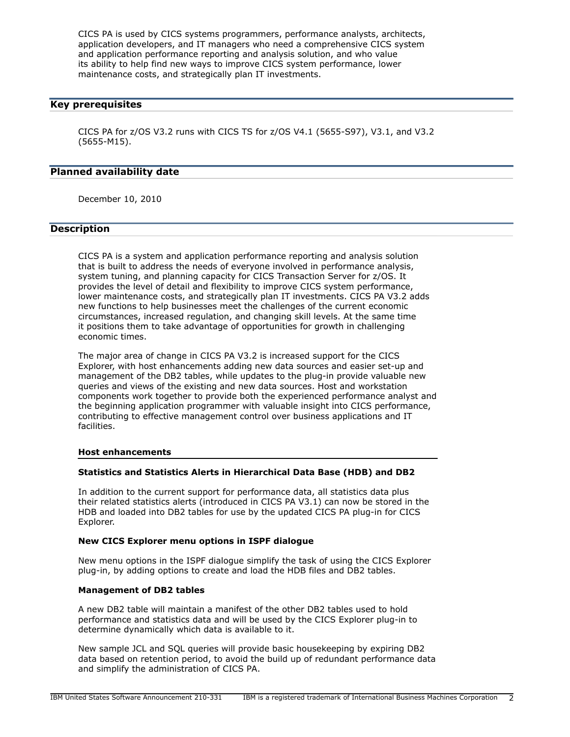CICS PA is used by CICS systems programmers, performance analysts, architects, application developers, and IT managers who need a comprehensive CICS system and application performance reporting and analysis solution, and who value its ability to help find new ways to improve CICS system performance, lower maintenance costs, and strategically plan IT investments.

## Key prerequisites

CICS PA for z/OS V3.2 runs with CICS TS for z/OS V4.1 (5655-S97), V3.1, and V3.2 (5655-M15).

## Planned availability date

December 10, 2010

## Description

CICS PA is a system and application performance reporting and analysis solution that is built to address the needs of everyone involved in performance analysis, system tuning, and planning capacity for CICS Transaction Server for z/OS. It provides the level of detail and flexibility to improve CICS system performance, lower maintenance costs, and strategically plan IT investments. CICS PA V3.2 adds new functions to help businesses meet the challenges of the current economic circumstances, increased regulation, and changing skill levels. At the same time it positions them to take advantage of opportunities for growth in challenging economic times.

The major area of change in CICS PA V3.2 is increased support for the CICS Explorer, with host enhancements adding new data sources and easier set-up and management of the DB2 tables, while updates to the plug-in provide valuable new queries and views of the existing and new data sources. Host and workstation components work together to provide both the experienced performance analyst and the beginning application programmer with valuable insight into CICS performance, contributing to effective management control over business applications and IT facilities.

### Host enhancements

**Statistics and Statistics Alerts in Hierarchical Data Base (HDB) and DB2**

In addition to the current support for performance data, all statistics data plus their related statistics alerts (introduced in CICS PA V3.1) can now be stored in the HDB and loaded into DB2 tables for use by the updated CICS PA plug-in for CICS Explorer.

**New CICS Explorer menu options in ISPF dialogue**

New menu options in the ISPF dialogue simplify the task of using the CICS Explorer plug-in, by adding options to create and load the HDB files and DB2 tables.

**Management of DB2 tables**

A new DB2 table will maintain a manifest of the other DB2 tables used to hold performance and statistics data and will be used by the CICS Explorer plug-in to determine dynamically which data is available to it.

New sample JCL and SQL queries will provide basic housekeeping by expiring DB2 data based on retention period, to avoid the build up of redundant performance data and simplify the administration of CICS PA.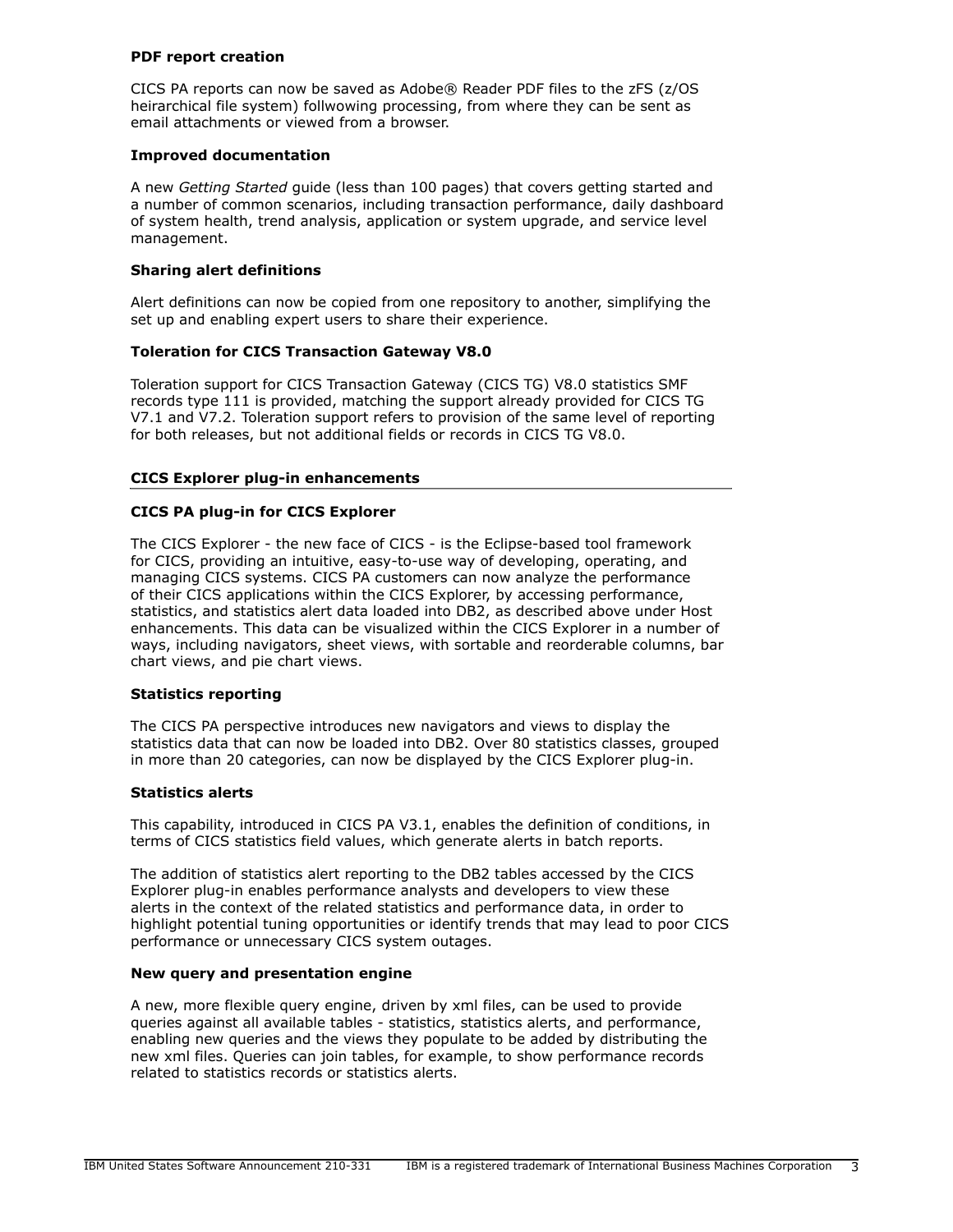**PDF report creation**

CICS PA reports can now be saved as Adobe® Reader PDF files to the zFS (z/OS heirarchical file system) follwowing processing, from where they can be sent as email attachments or viewed from a browser.

**Improved documentation**

A new *Getting Started* guide (less than 100 pages) that covers getting started and a number of common scenarios, including transaction performance, daily dashboard of system health, trend analysis, application or system upgrade, and service level management.

**Sharing alert definitions**

Alert definitions can now be copied from one repository to another, simplifying the set up and enabling expert users to share their experience.

**Toleration for CICS Transaction Gateway V8.0**

Toleration support for CICS Transaction Gateway (CICS TG) V8.0 statistics SMF records type 111 is provided, matching the support already provided for CICS TG V7.1 and V7.2. Toleration support refers to provision of the same level of reporting for both releases, but not additional fields or records in CICS TG V8.0.

## CICS Explorer plug-in enhancements

**CICS PA plug-in for CICS Explorer**

The CICS Explorer - the new face of CICS - is the Eclipse-based tool framework for CICS, providing an intuitive, easy-to-use way of developing, operating, and managing CICS systems. CICS PA customers can now analyze the performance of their CICS applications within the CICS Explorer, by accessing performance, statistics, and statistics alert data loaded into DB2, as described above under Host enhancements. This data can be visualized within the CICS Explorer in a number of ways, including navigators, sheet views, with sortable and reorderable columns, bar chart views, and pie chart views.

**Statistics reporting**

The CICS PA perspective introduces new navigators and views to display the statistics data that can now be loaded into DB2. Over 80 statistics classes, grouped in more than 20 categories, can now be displayed by the CICS Explorer plug-in.

**Statistics alerts**

This capability, introduced in CICS PA V3.1, enables the definition of conditions, in terms of CICS statistics field values, which generate alerts in batch reports.

The addition of statistics alert reporting to the DB2 tables accessed by the CICS Explorer plug-in enables performance analysts and developers to view these alerts in the context of the related statistics and performance data, in order to highlight potential tuning opportunities or identify trends that may lead to poor CICS performance or unnecessary CICS system outages.

**New query and presentation engine**

A new, more flexible query engine, driven by xml files, can be used to provide queries against all available tables - statistics, statistics alerts, and performance, enabling new queries and the views they populate to be added by distributing the new xml files. Queries can join tables, for example, to show performance records related to statistics records or statistics alerts.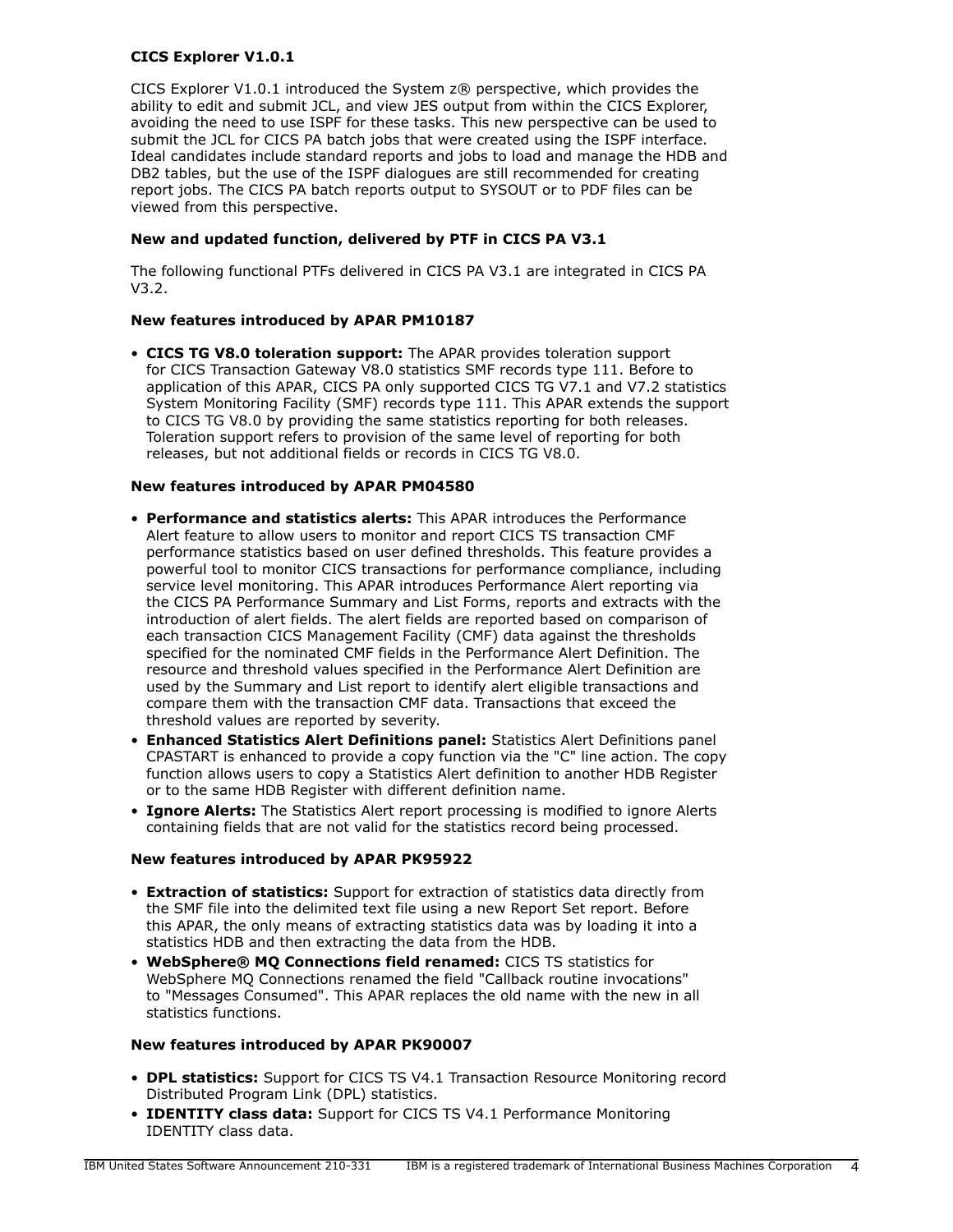**CICS Explorer V1.0.1**

CICS Explorer V1.0.1 introduced the System z® perspective, which provides the ability to edit and submit JCL, and view JES output from within the CICS Explorer, avoiding the need to use ISPF for these tasks. This new perspective can be used to submit the JCL for CICS PA batch jobs that were created using the ISPF interface. Ideal candidates include standard reports and jobs to load and manage the HDB and DB2 tables, but the use of the ISPF dialogues are still recommended for creating report jobs. The CICS PA batch reports output to SYSOUT or to PDF files can be viewed from this perspective.

**New and updated function, delivered by PTF in CICS PA V3.1**

The following functional PTFs delivered in CICS PA V3.1 are integrated in CICS PA V3.2.

**New features introduced by APAR PM10187**

- **CICS TG V8.0 toleration support:** The APAR provides toleration support for CICS Transaction Gateway V8.0 statistics SMF records type 111. Before to application of this APAR, CICS PA only supported CICS TG V7.1 and V7.2 statistics System Monitoring Facility (SMF) records type 111. This APAR extends the support to CICS TG V8.0 by providing the same statistics reporting for both releases. Toleration support refers to provision of the same level of reporting for both releases, but not additional fields or records in CICS TG V8.0.

**New features introduced by APAR PM04580**

- **Performance and statistics alerts:** This APAR introduces the Performance Alert feature to allow users to monitor and report CICS TS transaction CMF performance statistics based on user defined thresholds. This feature provides a powerful tool to monitor CICS transactions for performance compliance, including service level monitoring. This APAR introduces Performance Alert reporting via the CICS PA Performance Summary and List Forms, reports and extracts with the introduction of alert fields. The alert fields are reported based on comparison of each transaction CICS Management Facility (CMF) data against the thresholds specified for the nominated CMF fields in the Performance Alert Definition. The resource and threshold values specified in the Performance Alert Definition are used by the Summary and List report to identify alert eligible transactions and compare them with the transaction CMF data. Transactions that exceed the threshold values are reported by severity.
- **Enhanced Statistics Alert Definitions panel:** Statistics Alert Definitions panel CPASTART is enhanced to provide a copy function via the "C" line action. The copy function allows users to copy a Statistics Alert definition to another HDB Register or to the same HDB Register with different definition name.
- **Ignore Alerts:** The Statistics Alert report processing is modified to ignore Alerts containing fields that are not valid for the statistics record being processed.

**New features introduced by APAR PK95922**

- **Extraction of statistics:** Support for extraction of statistics data directly from the SMF file into the delimited text file using a new Report Set report. Before this APAR, the only means of extracting statistics data was by loading it into a statistics HDB and then extracting the data from the HDB.
- **WebSphere® MQ Connections field renamed:** CICS TS statistics for WebSphere MQ Connections renamed the field "Callback routine invocations" to "Messages Consumed". This APAR replaces the old name with the new in all statistics functions.

**New features introduced by APAR PK90007**

- **DPL statistics:** Support for CICS TS V4.1 Transaction Resource Monitoring record Distributed Program Link (DPL) statistics.
- **IDENTITY class data:** Support for CICS TS V4.1 Performance Monitoring IDENTITY class data.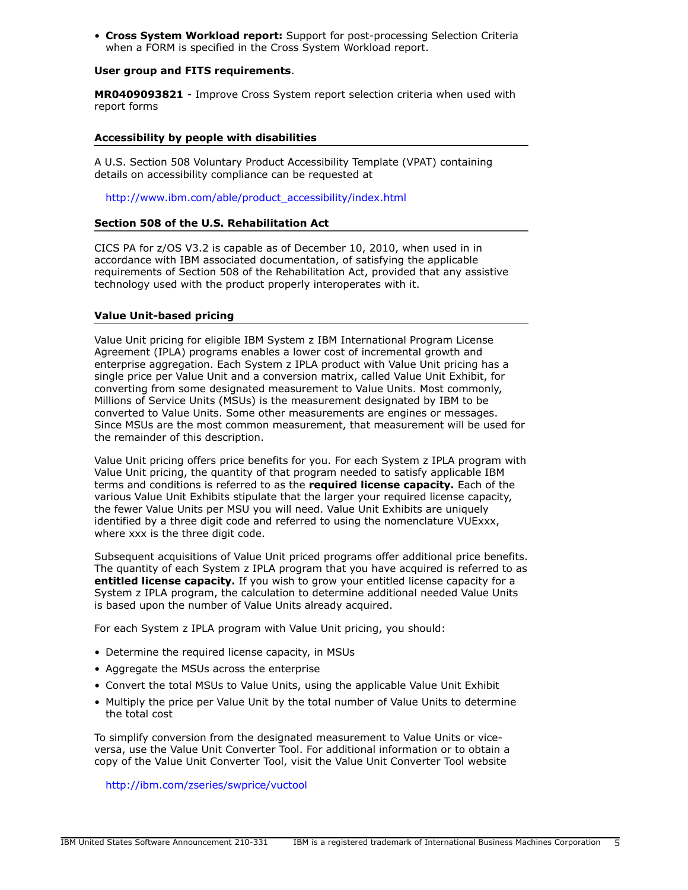- **Cross System Workload report:** Support for post-processing Selection Criteria when a FORM is specified in the Cross System Workload report.

**User group and FITS requirements**.

**MR0409093821** - Improve Cross System report selection criteria when used with report forms

## Accessibility by people with disabilities

A U.S. Section 508 Voluntary Product Accessibility Template (VPAT) containing details on accessibility compliance can be requested at

http://www.ibm.com/able/product_accessibility/index.html

## Section 508 of the U.S. Rehabilitation Act

CICS PA for z/OS V3.2 is capable as of December 10, 2010, when used in in accordance with IBM associated documentation, of satisfying the applicable requirements of Section 508 of the Rehabilitation Act, provided that any assistive technology used with the product properly interoperates with it.

## Value Unit-based pricing

Value Unit pricing for eligible IBM System z IBM International Program License Agreement (IPLA) programs enables a lower cost of incremental growth and enterprise aggregation. Each System z IPLA product with Value Unit pricing has a single price per Value Unit and a conversion matrix, called Value Unit Exhibit, for converting from some designated measurement to Value Units. Most commonly, Millions of Service Units (MSUs) is the measurement designated by IBM to be converted to Value Units. Some other measurements are engines or messages. Since MSUs are the most common measurement, that measurement will be used for the remainder of this description.

Value Unit pricing offers price benefits for you. For each System z IPLA program with Value Unit pricing, the quantity of that program needed to satisfy applicable IBM terms and conditions is referred to as the **required license capacity.** Each of the various Value Unit Exhibits stipulate that the larger your required license capacity, the fewer Value Units per MSU you will need. Value Unit Exhibits are uniquely identified by a three digit code and referred to using the nomenclature VUExxx, where xxx is the three digit code.

Subsequent acquisitions of Value Unit priced programs offer additional price benefits. The quantity of each System z IPLA program that you have acquired is referred to as **entitled license capacity.** If you wish to grow your entitled license capacity for a System z IPLA program, the calculation to determine additional needed Value Units is based upon the number of Value Units already acquired.

For each System z IPLA program with Value Unit pricing, you should:

- Determine the required license capacity, in MSUs
- Aggregate the MSUs across the enterprise
- Convert the total MSUs to Value Units, using the applicable Value Unit Exhibit
- Multiply the price per Value Unit by the total number of Value Units to determine the total cost

To simplify conversion from the designated measurement to Value Units or vice-versa, use the Value Unit Converter Tool. For additional information or to obtain a copy of the Value Unit Converter Tool, visit the Value Unit Converter Tool website

http://ibm.com/zseries/swprice/vuctool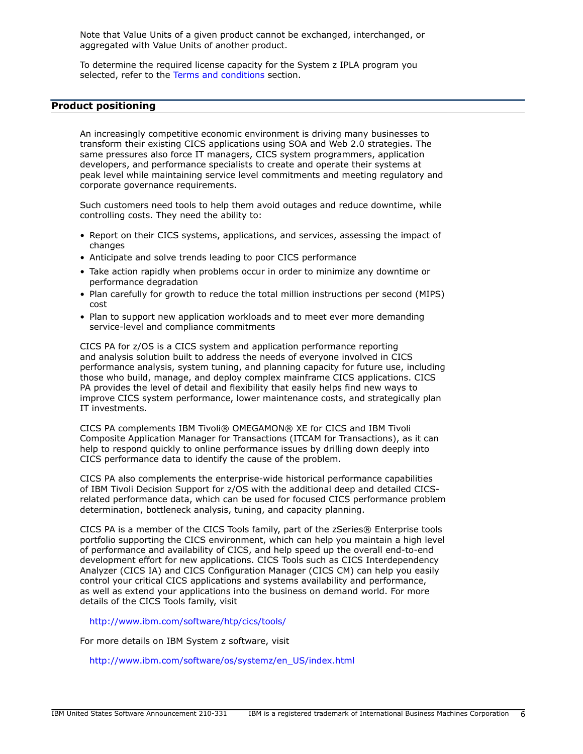Note that Value Units of a given product cannot be exchanged, interchanged, or aggregated with Value Units of another product.

To determine the required license capacity for the System z IPLA program you selected, refer to the Terms and conditions section.

## Product positioning

An increasingly competitive economic environment is driving many businesses to transform their existing CICS applications using SOA and Web 2.0 strategies. The same pressures also force IT managers, CICS system programmers, application developers, and performance specialists to create and operate their systems at peak level while maintaining service level commitments and meeting regulatory and corporate governance requirements.

Such customers need tools to help them avoid outages and reduce downtime, while controlling costs. They need the ability to:

- Report on their CICS systems, applications, and services, assessing the impact of changes
- Anticipate and solve trends leading to poor CICS performance
- Take action rapidly when problems occur in order to minimize any downtime or performance degradation
- Plan carefully for growth to reduce the total million instructions per second (MIPS) cost
- Plan to support new application workloads and to meet ever more demanding service-level and compliance commitments

CICS PA for z/OS is a CICS system and application performance reporting and analysis solution built to address the needs of everyone involved in CICS performance analysis, system tuning, and planning capacity for future use, including those who build, manage, and deploy complex mainframe CICS applications. CICS PA provides the level of detail and flexibility that easily helps find new ways to improve CICS system performance, lower maintenance costs, and strategically plan IT investments.

CICS PA complements IBM Tivoli® OMEGAMON® XE for CICS and IBM Tivoli Composite Application Manager for Transactions (ITCAM for Transactions), as it can help to respond quickly to online performance issues by drilling down deeply into CICS performance data to identify the cause of the problem.

CICS PA also complements the enterprise-wide historical performance capabilities of IBM Tivoli Decision Support for z/OS with the additional deep and detailed CICS-related performance data, which can be used for focused CICS performance problem determination, bottleneck analysis, tuning, and capacity planning.

CICS PA is a member of the CICS Tools family, part of the zSeries® Enterprise tools portfolio supporting the CICS environment, which can help you maintain a high level of performance and availability of CICS, and help speed up the overall end-to-end development effort for new applications. CICS Tools such as CICS Interdependency Analyzer (CICS IA) and CICS Configuration Manager (CICS CM) can help you easily control your critical CICS applications and systems availability and performance, as well as extend your applications into the business on demand world. For more details of the CICS Tools family, visit

http://www.ibm.com/software/htp/cics/tools/

For more details on IBM System z software, visit

http://www.ibm.com/software/os/systemz/en_US/index.html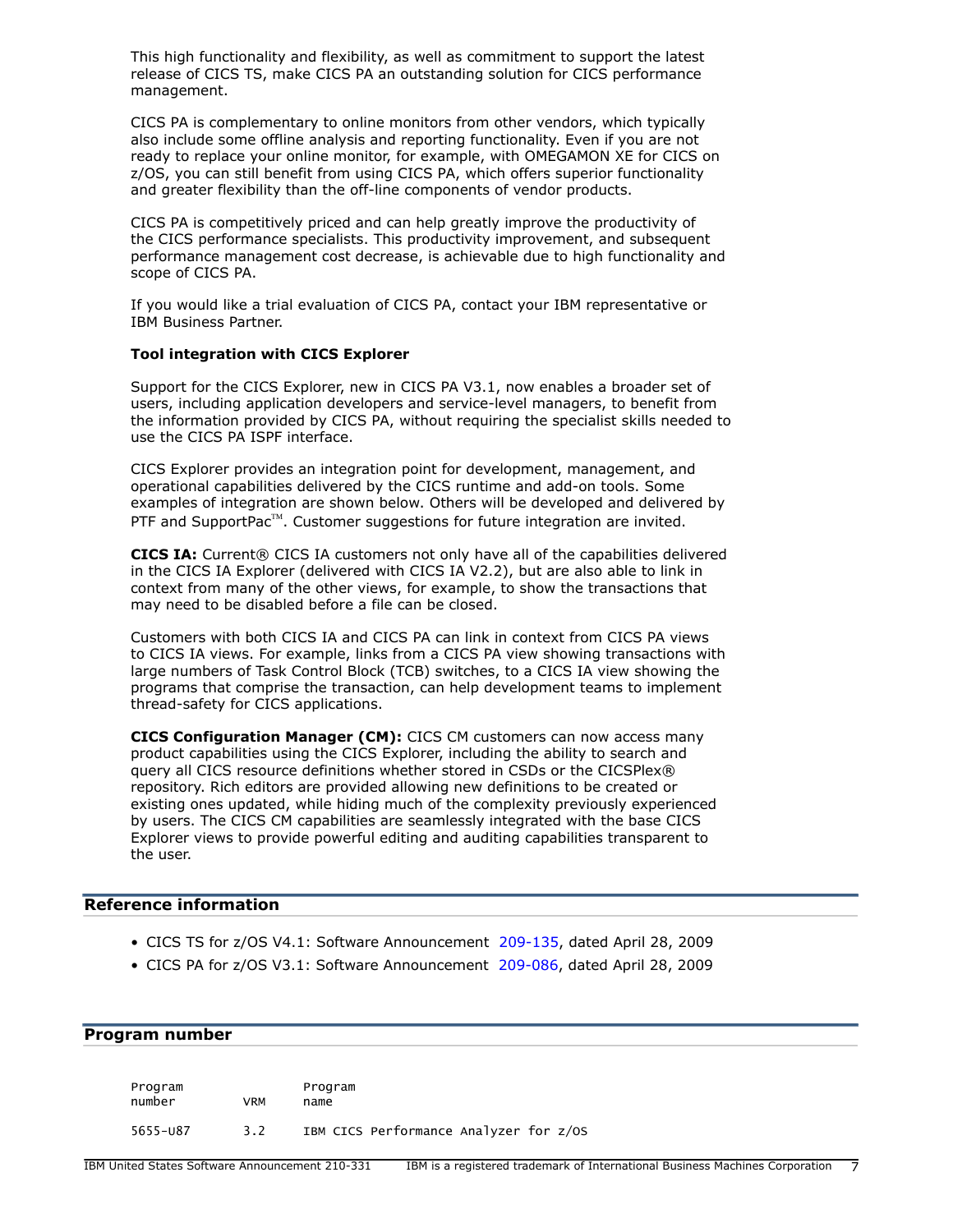This high functionality and flexibility, as well as commitment to support the latest release of CICS TS, make CICS PA an outstanding solution for CICS performance management.

CICS PA is complementary to online monitors from other vendors, which typically also include some offline analysis and reporting functionality. Even if you are not ready to replace your online monitor, for example, with OMEGAMON XE for CICS on z/OS, you can still benefit from using CICS PA, which offers superior functionality and greater flexibility than the off-line components of vendor products.

CICS PA is competitively priced and can help greatly improve the productivity of the CICS performance specialists. This productivity improvement, and subsequent performance management cost decrease, is achievable due to high functionality and scope of CICS PA.

If you would like a trial evaluation of CICS PA, contact your IBM representative or IBM Business Partner.

**Tool integration with CICS Explorer**

Support for the CICS Explorer, new in CICS PA V3.1, now enables a broader set of users, including application developers and service-level managers, to benefit from the information provided by CICS PA, without requiring the specialist skills needed to use the CICS PA ISPF interface.

CICS Explorer provides an integration point for development, management, and operational capabilities delivered by the CICS runtime and add-on tools. Some examples of integration are shown below. Others will be developed and delivered by PTF and SupportPac™. Customer suggestions for future integration are invited.

**CICS IA:** Current® CICS IA customers not only have all of the capabilities delivered in the CICS IA Explorer (delivered with CICS IA V2.2), but are also able to link in context from many of the other views, for example, to show the transactions that may need to be disabled before a file can be closed.

Customers with both CICS IA and CICS PA can link in context from CICS PA views to CICS IA views. For example, links from a CICS PA view showing transactions with large numbers of Task Control Block (TCB) switches, to a CICS IA view showing the programs that comprise the transaction, can help development teams to implement thread-safety for CICS applications.

**CICS Configuration Manager (CM):** CICS CM customers can now access many product capabilities using the CICS Explorer, including the ability to search and query all CICS resource definitions whether stored in CSDs or the CICSPlex® repository. Rich editors are provided allowing new definitions to be created or existing ones updated, while hiding much of the complexity previously experienced by users. The CICS CM capabilities are seamlessly integrated with the base CICS Explorer views to provide powerful editing and auditing capabilities transparent to the user.

## Reference information

- CICS TS for z/OS V4.1: Software Announcement 209-135, dated April 28, 2009
- CICS PA for z/OS V3.1: Software Announcement 209-086, dated April 28, 2009

## Program number

| Program number | VRM | Program name |
|---|---|---|
| 5655-U87 | 3.2 | IBM CICS Performance Analyzer for z/OS |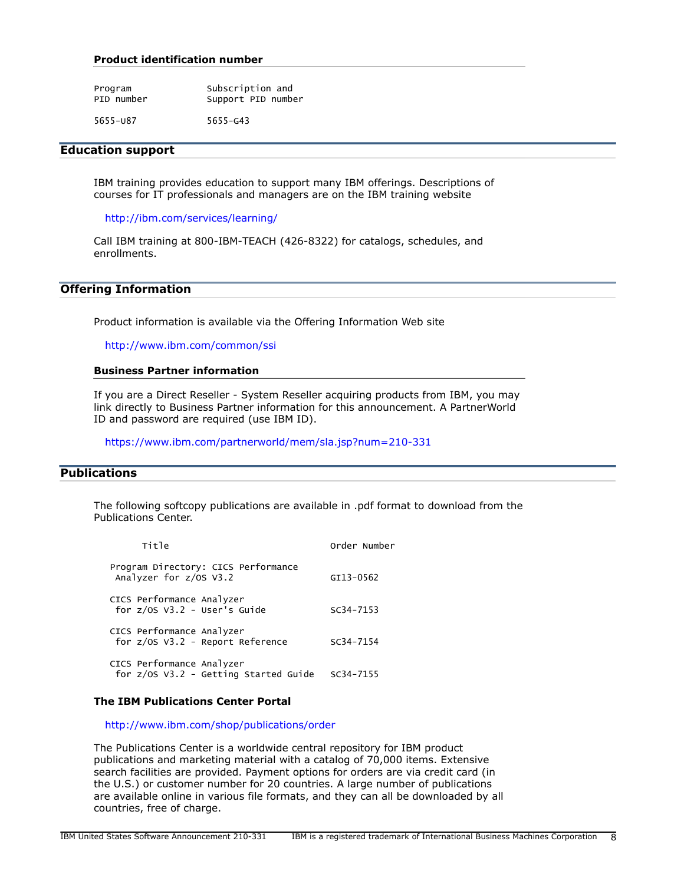### Product identification number

| Program PID number | Subscription and Support PID number |
| --- | --- |
| 5655-U87 | 5655-G43 |

## Education support

IBM training provides education to support many IBM offerings. Descriptions of courses for IT professionals and managers are on the IBM training website

http://ibm.com/services/learning/

Call IBM training at 800-IBM-TEACH (426-8322) for catalogs, schedules, and enrollments.

## Offering Information

Product information is available via the Offering Information Web site

http://www.ibm.com/common/ssi

### Business Partner information

If you are a Direct Reseller - System Reseller acquiring products from IBM, you may link directly to Business Partner information for this announcement. A PartnerWorld ID and password are required (use IBM ID).

https://www.ibm.com/partnerworld/mem/sla.jsp?num=210-331

## Publications

The following softcopy publications are available in .pdf format to download from the Publications Center.

| Title | Order Number |
| --- | --- |
| Program Directory: CICS Performance Analyzer for z/OS V3.2 | GI13-0562 |
| CICS Performance Analyzer for z/OS V3.2 - User's Guide | SC34-7153 |
| CICS Performance Analyzer for z/OS V3.2 - Report Reference | SC34-7154 |
| CICS Performance Analyzer for z/OS V3.2 - Getting Started Guide | SC34-7155 |

### The IBM Publications Center Portal

http://www.ibm.com/shop/publications/order

The Publications Center is a worldwide central repository for IBM product publications and marketing material with a catalog of 70,000 items. Extensive search facilities are provided. Payment options for orders are via credit card (in the U.S.) or customer number for 20 countries. A large number of publications are available online in various file formats, and they can all be downloaded by all countries, free of charge.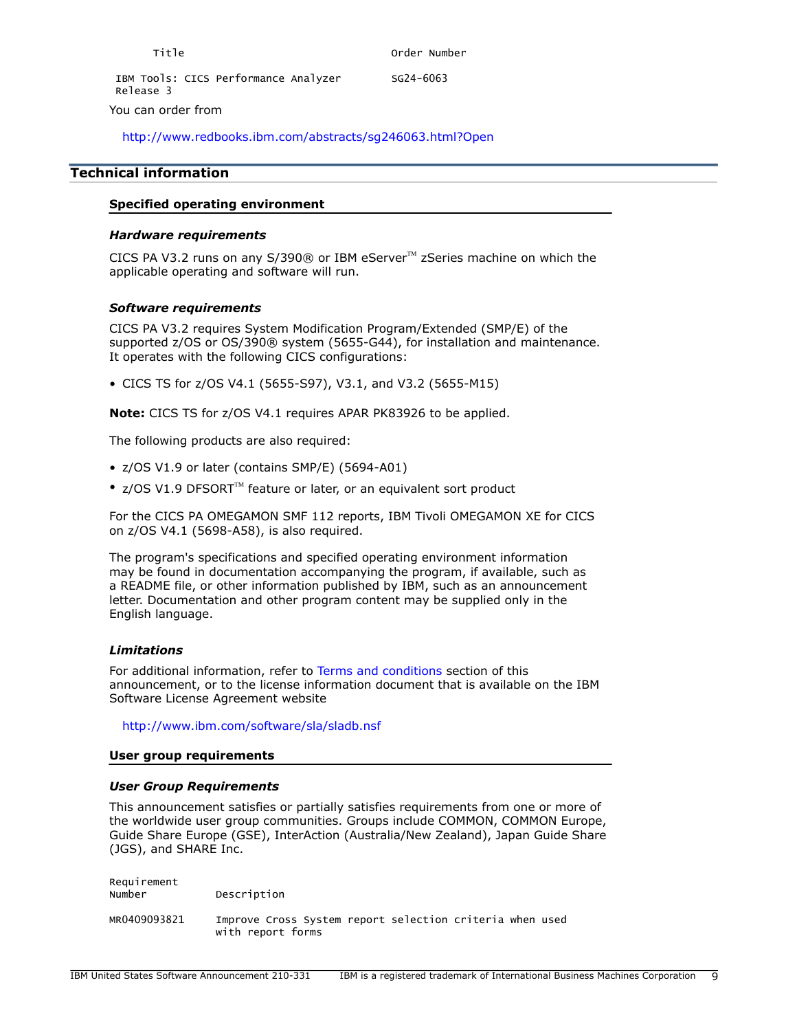| Title | Order Number |
| --- | --- |
| IBM Tools: CICS Performance Analyzer Release 3 | SG24-6063 |

You can order from

http://www.redbooks.ibm.com/abstracts/sg246063.html?Open

## Technical information

### Specified operating environment

#### *Hardware requirements*

CICS PA V3.2 runs on any S/390® or IBM eServer™ zSeries machine on which the applicable operating and software will run.

#### *Software requirements*

CICS PA V3.2 requires System Modification Program/Extended (SMP/E) of the supported z/OS or OS/390® system (5655-G44), for installation and maintenance. It operates with the following CICS configurations:

- CICS TS for z/OS V4.1 (5655-S97), V3.1, and V3.2 (5655-M15)

**Note:** CICS TS for z/OS V4.1 requires APAR PK83926 to be applied.

The following products are also required:

- z/OS V1.9 or later (contains SMP/E) (5694-A01)
- z/OS V1.9 DFSORT™ feature or later, or an equivalent sort product

For the CICS PA OMEGAMON SMF 112 reports, IBM Tivoli OMEGAMON XE for CICS on z/OS V4.1 (5698-A58), is also required.

The program's specifications and specified operating environment information may be found in documentation accompanying the program, if available, such as a README file, or other information published by IBM, such as an announcement letter. Documentation and other program content may be supplied only in the English language.

#### *Limitations*

For additional information, refer to Terms and conditions section of this announcement, or to the license information document that is available on the IBM Software License Agreement website

http://www.ibm.com/software/sla/sladb.nsf

### User group requirements

#### *User Group Requirements*

This announcement satisfies or partially satisfies requirements from one or more of the worldwide user group communities. Groups include COMMON, COMMON Europe, Guide Share Europe (GSE), InterAction (Australia/New Zealand), Japan Guide Share (JGS), and SHARE Inc.

| Requirement Number | Description |
| --- | --- |
| MR0409093821 | Improve Cross System report selection criteria when used with report forms |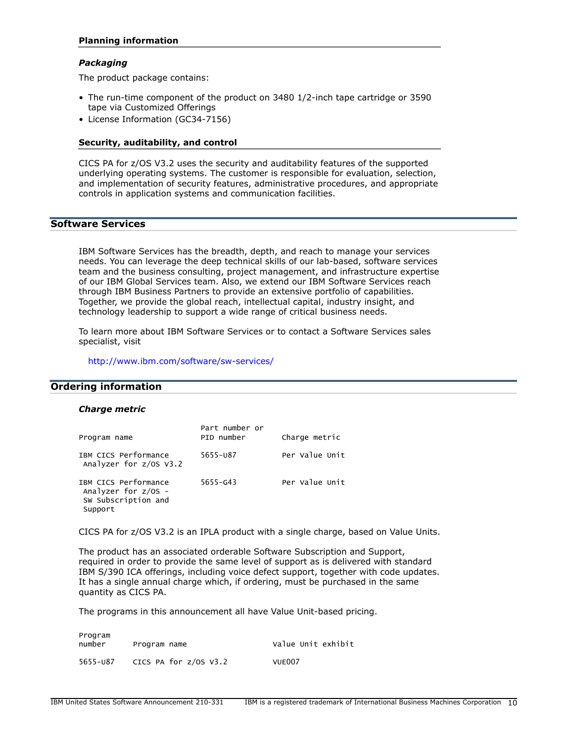### Planning information

#### *Packaging*

The product package contains:

- The run-time component of the product on 3480 1/2-inch tape cartridge or 3590 tape via Customized Offerings
- License Information (GC34-7156)

### Security, auditability, and control

CICS PA for z/OS V3.2 uses the security and auditability features of the supported underlying operating systems. The customer is responsible for evaluation, selection, and implementation of security features, administrative procedures, and appropriate controls in application systems and communication facilities.

## Software Services

IBM Software Services has the breadth, depth, and reach to manage your services needs. You can leverage the deep technical skills of our lab-based, software services team and the business consulting, project management, and infrastructure expertise of our IBM Global Services team. Also, we extend our IBM Software Services reach through IBM Business Partners to provide an extensive portfolio of capabilities. Together, we provide the global reach, intellectual capital, industry insight, and technology leadership to support a wide range of critical business needs.

To learn more about IBM Software Services or to contact a Software Services sales specialist, visit

http://www.ibm.com/software/sw-services/

## Ordering information

#### *Charge metric*

| Program name | Part number or PID number | Charge metric |
|---|---|---|
| IBM CICS Performance Analyzer for z/OS V3.2 | 5655-U87 | Per Value Unit |
| IBM CICS Performance Analyzer for z/OS - SW Subscription and Support | 5655-G43 | Per Value Unit |

CICS PA for z/OS V3.2 is an IPLA product with a single charge, based on Value Units.

The product has an associated orderable Software Subscription and Support, required in order to provide the same level of support as is delivered with standard IBM S/390 ICA offerings, including voice defect support, together with code updates. It has a single annual charge which, if ordering, must be purchased in the same quantity as CICS PA.

The programs in this announcement all have Value Unit-based pricing.

| Program number | Program name | Value Unit exhibit |
|---|---|---|
| 5655-U87 | CICS PA for z/OS V3.2 | VUE007 |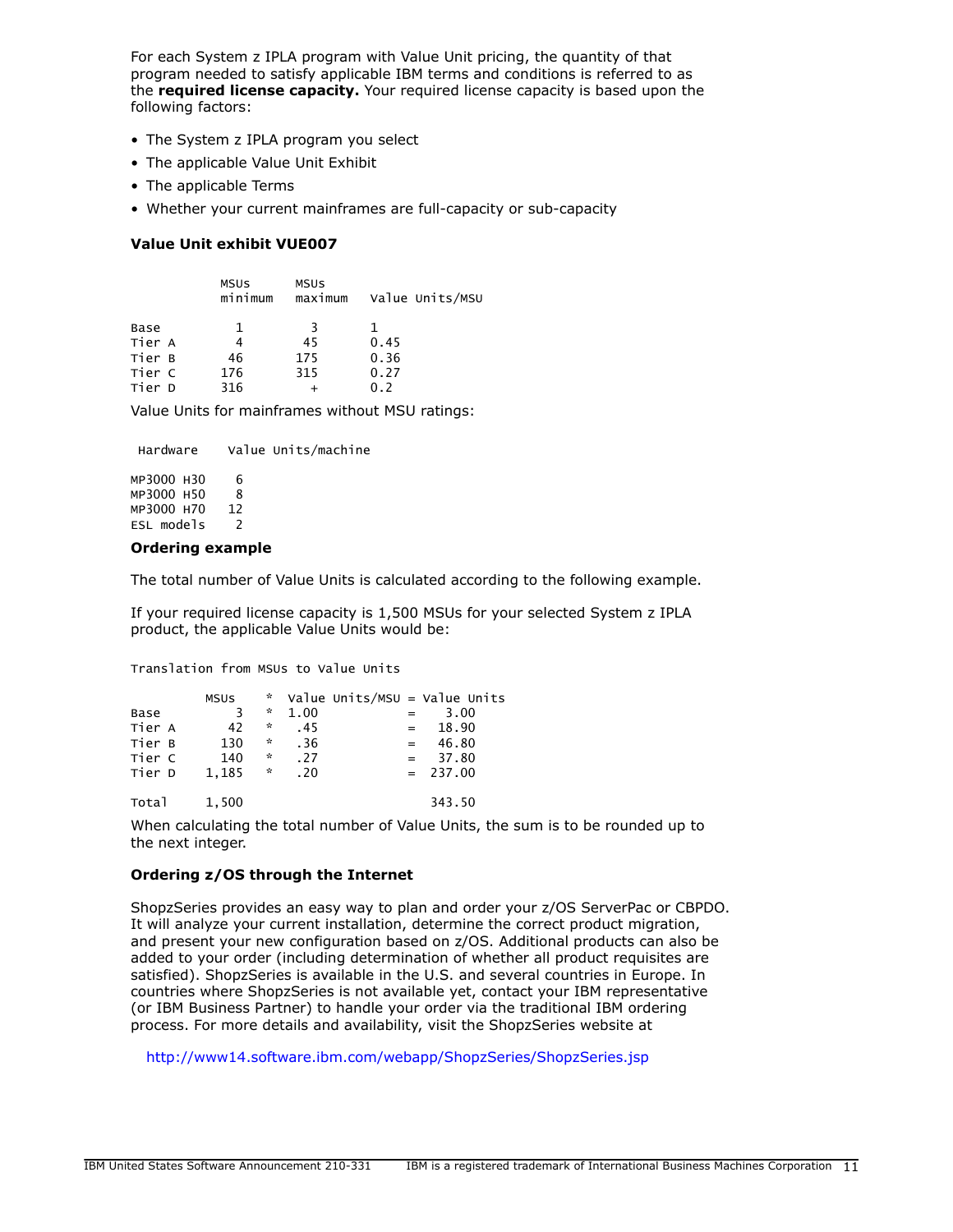For each System z IPLA program with Value Unit pricing, the quantity of that program needed to satisfy applicable IBM terms and conditions is referred to as the **required license capacity.** Your required license capacity is based upon the following factors:

- The System z IPLA program you select
- The applicable Value Unit Exhibit
- The applicable Terms
- Whether your current mainframes are full-capacity or sub-capacity

**Value Unit exhibit VUE007**

| | MSUs minimum | MSUs maximum | Value Units/MSU |
|---|---|---|---|
| Base | 1 | 3 | 1 |
| Tier A | 4 | 45 | 0.45 |
| Tier B | 46 | 175 | 0.36 |
| Tier C | 176 | 315 | 0.27 |
| Tier D | 316 | + | 0.2 |

Value Units for mainframes without MSU ratings:

| Hardware | Value Units/machine |
|---|---|
| MP3000 H30 | 6 |
| MP3000 H50 | 8 |
| MP3000 H70 | 12 |
| ESL models | 2 |

**Ordering example**

The total number of Value Units is calculated according to the following example.

If your required license capacity is 1,500 MSUs for your selected System z IPLA product, the applicable Value Units would be:

Translation from MSUs to Value Units

| | MSUs | * | Value Units/MSU | = | Value Units |
|---|---|---|---|---|---|
| Base | 3 | * | 1.00 | = | 3.00 |
| Tier A | 42 | * | .45 | = | 18.90 |
| Tier B | 130 | * | .36 | = | 46.80 |
| Tier C | 140 | * | .27 | = | 37.80 |
| Tier D | 1,185 | * | .20 | = | 237.00 |
| Total | 1,500 | | | | 343.50 |

When calculating the total number of Value Units, the sum is to be rounded up to the next integer.

**Ordering z/OS through the Internet**

ShopzSeries provides an easy way to plan and order your z/OS ServerPac or CBPDO. It will analyze your current installation, determine the correct product migration, and present your new configuration based on z/OS. Additional products can also be added to your order (including determination of whether all product requisites are satisfied). ShopzSeries is available in the U.S. and several countries in Europe. In countries where ShopzSeries is not available yet, contact your IBM representative (or IBM Business Partner) to handle your order via the traditional IBM ordering process. For more details and availability, visit the ShopzSeries website at

http://www14.software.ibm.com/webapp/ShopzSeries/ShopzSeries.jsp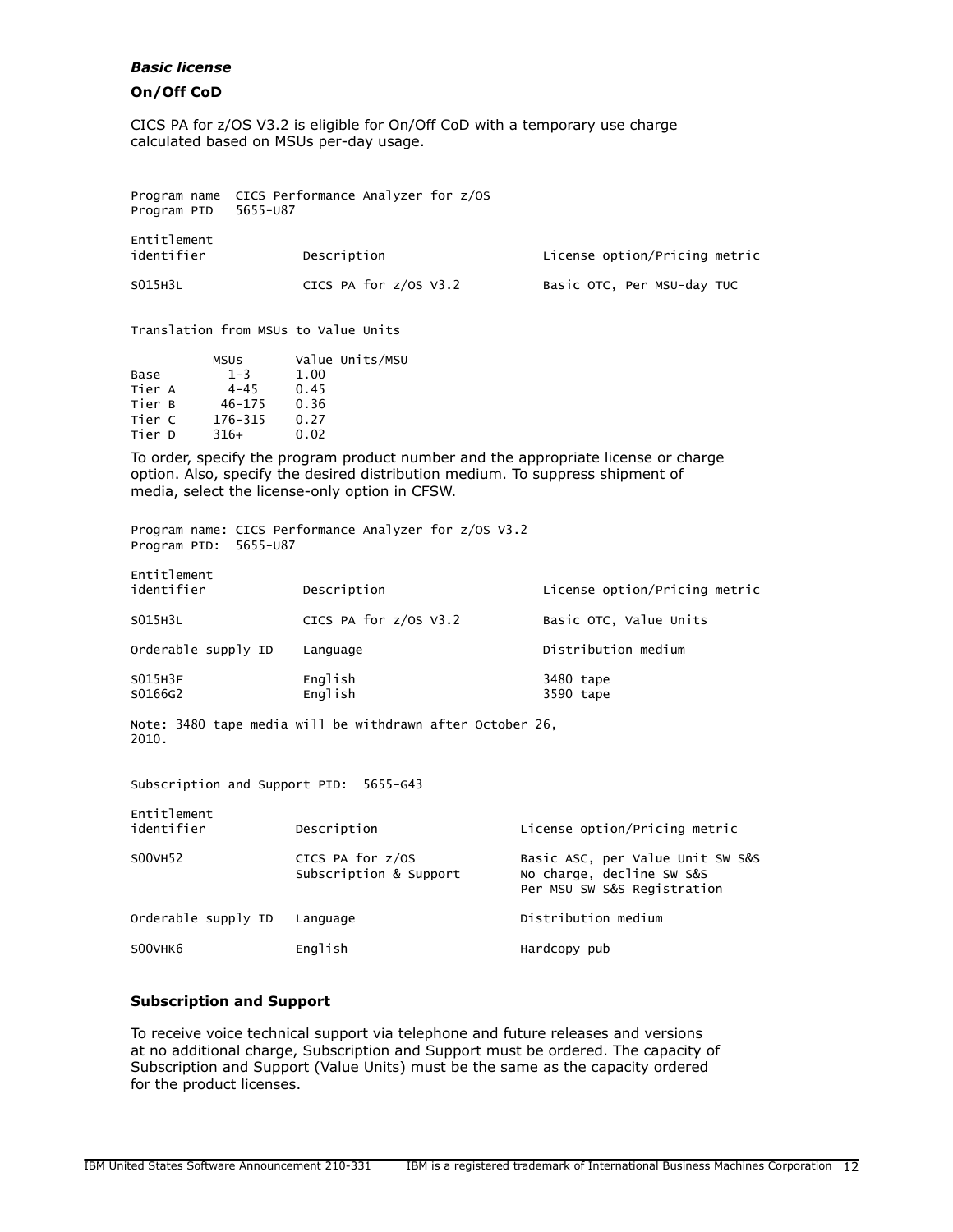***Basic license***

**On/Off CoD**

CICS PA for z/OS V3.2 is eligible for On/Off CoD with a temporary use charge calculated based on MSUs per-day usage.

Program name CICS Performance Analyzer for z/OS
Program PID 5655-U87

| Entitlement identifier | Description | License option/Pricing metric |
|---|---|---|
| S015H3L | CICS PA for z/OS V3.2 | Basic OTC, Per MSU-day TUC |

Translation from MSUs to Value Units

| | MSUs | Value Units/MSU |
|---|---|---|
| Base | 1-3 | 1.00 |
| Tier A | 4-45 | 0.45 |
| Tier B | 46-175 | 0.36 |
| Tier C | 176-315 | 0.27 |
| Tier D | 316+ | 0.02 |

To order, specify the program product number and the appropriate license or charge option. Also, specify the desired distribution medium. To suppress shipment of media, select the license-only option in CFSW.

Program name: CICS Performance Analyzer for z/OS V3.2
Program PID: 5655-U87

| Entitlement identifier | Description | License option/Pricing metric |
|---|---|---|
| S015H3L | CICS PA for z/OS V3.2 | Basic OTC, Value Units |

| Orderable supply ID | Language | Distribution medium |
|---|---|---|
| S015H3F | English | 3480 tape |
| S0166G2 | English | 3590 tape |

Note: 3480 tape media will be withdrawn after October 26, 2010.

Subscription and Support PID: 5655-G43

| Entitlement identifier | Description | License option/Pricing metric |
|---|---|---|
| S00VH52 | CICS PA for z/OS Subscription & Support | Basic ASC, per Value Unit SW S&S<br>No charge, decline SW S&S<br>Per MSU SW S&S Registration |

| Orderable supply ID | Language | Distribution medium |
|---|---|---|
| S00VHK6 | English | Hardcopy pub |

**Subscription and Support**

To receive voice technical support via telephone and future releases and versions at no additional charge, Subscription and Support must be ordered. The capacity of Subscription and Support (Value Units) must be the same as the capacity ordered for the product licenses.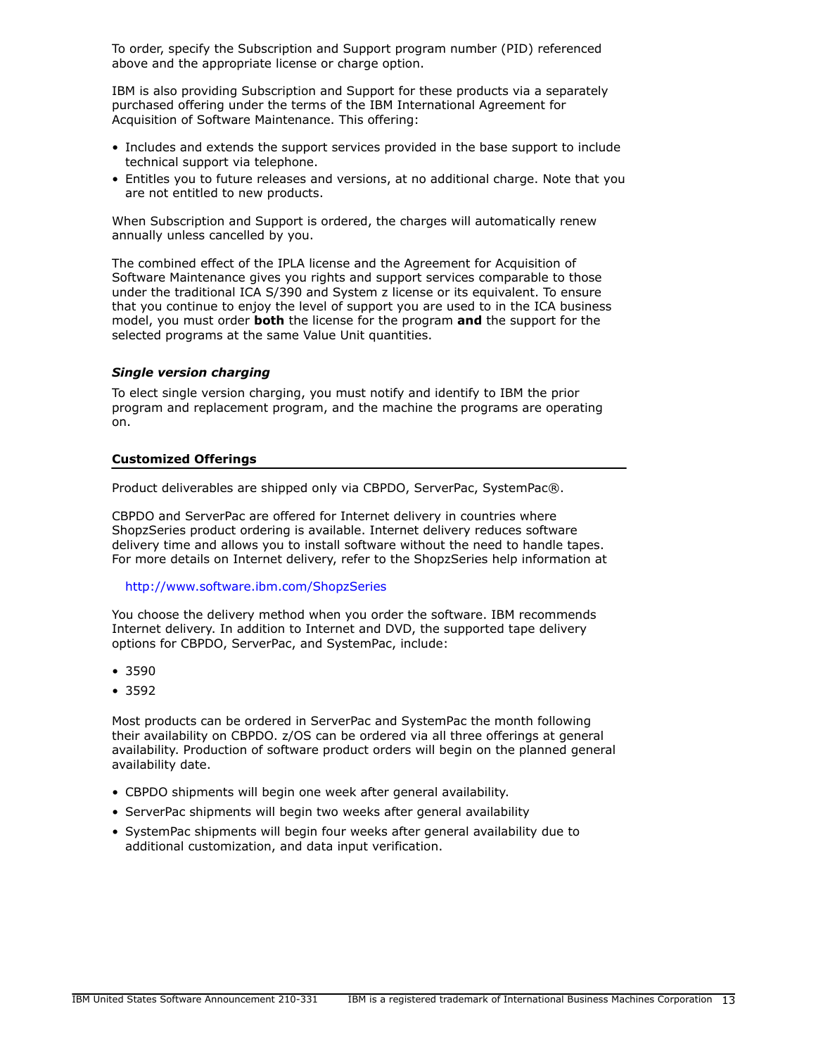To order, specify the Subscription and Support program number (PID) referenced above and the appropriate license or charge option.

IBM is also providing Subscription and Support for these products via a separately purchased offering under the terms of the IBM International Agreement for Acquisition of Software Maintenance. This offering:

- Includes and extends the support services provided in the base support to include technical support via telephone.
- Entitles you to future releases and versions, at no additional charge. Note that you are not entitled to new products.

When Subscription and Support is ordered, the charges will automatically renew annually unless cancelled by you.

The combined effect of the IPLA license and the Agreement for Acquisition of Software Maintenance gives you rights and support services comparable to those under the traditional ICA S/390 and System z license or its equivalent. To ensure that you continue to enjoy the level of support you are used to in the ICA business model, you must order **both** the license for the program **and** the support for the selected programs at the same Value Unit quantities.

### *Single version charging*

To elect single version charging, you must notify and identify to IBM the prior program and replacement program, and the machine the programs are operating on.

## Customized Offerings

Product deliverables are shipped only via CBPDO, ServerPac, SystemPac®.

CBPDO and ServerPac are offered for Internet delivery in countries where ShopzSeries product ordering is available. Internet delivery reduces software delivery time and allows you to install software without the need to handle tapes. For more details on Internet delivery, refer to the ShopzSeries help information at

http://www.software.ibm.com/ShopzSeries

You choose the delivery method when you order the software. IBM recommends Internet delivery. In addition to Internet and DVD, the supported tape delivery options for CBPDO, ServerPac, and SystemPac, include:

- 3590
- 3592

Most products can be ordered in ServerPac and SystemPac the month following their availability on CBPDO. z/OS can be ordered via all three offerings at general availability. Production of software product orders will begin on the planned general availability date.

- CBPDO shipments will begin one week after general availability.
- ServerPac shipments will begin two weeks after general availability
- SystemPac shipments will begin four weeks after general availability due to additional customization, and data input verification.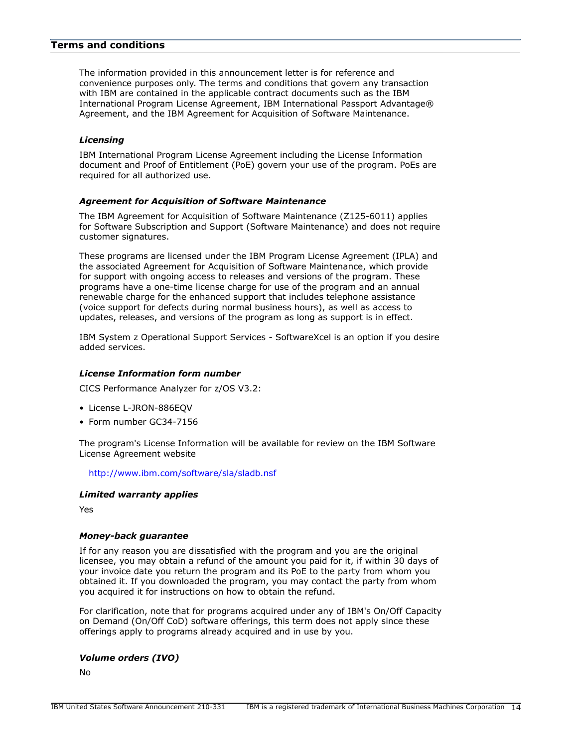## Terms and conditions

The information provided in this announcement letter is for reference and convenience purposes only. The terms and conditions that govern any transaction with IBM are contained in the applicable contract documents such as the IBM International Program License Agreement, IBM International Passport Advantage® Agreement, and the IBM Agreement for Acquisition of Software Maintenance.

### *Licensing*

IBM International Program License Agreement including the License Information document and Proof of Entitlement (PoE) govern your use of the program. PoEs are required for all authorized use.

### *Agreement for Acquisition of Software Maintenance*

The IBM Agreement for Acquisition of Software Maintenance (Z125-6011) applies for Software Subscription and Support (Software Maintenance) and does not require customer signatures.

These programs are licensed under the IBM Program License Agreement (IPLA) and the associated Agreement for Acquisition of Software Maintenance, which provide for support with ongoing access to releases and versions of the program. These programs have a one-time license charge for use of the program and an annual renewable charge for the enhanced support that includes telephone assistance (voice support for defects during normal business hours), as well as access to updates, releases, and versions of the program as long as support is in effect.

IBM System z Operational Support Services - SoftwareXcel is an option if you desire added services.

### *License Information form number*

CICS Performance Analyzer for z/OS V3.2:

- License L-JRON-886EQV
- Form number GC34-7156

The program's License Information will be available for review on the IBM Software License Agreement website

http://www.ibm.com/software/sla/sladb.nsf

### *Limited warranty applies*

Yes

### *Money-back guarantee*

If for any reason you are dissatisfied with the program and you are the original licensee, you may obtain a refund of the amount you paid for it, if within 30 days of your invoice date you return the program and its PoE to the party from whom you obtained it. If you downloaded the program, you may contact the party from whom you acquired it for instructions on how to obtain the refund.

For clarification, note that for programs acquired under any of IBM's On/Off Capacity on Demand (On/Off CoD) software offerings, this term does not apply since these offerings apply to programs already acquired and in use by you.

### *Volume orders (IVO)*

No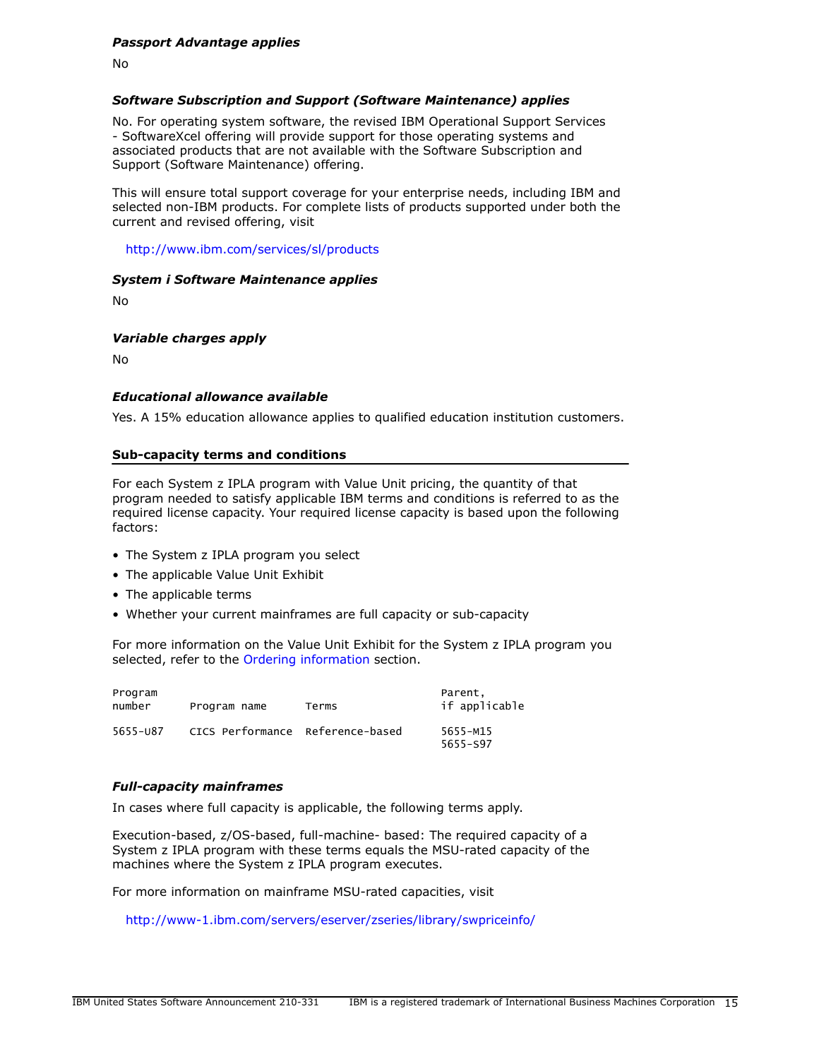***Passport Advantage applies***

No

***Software Subscription and Support (Software Maintenance) applies***

No. For operating system software, the revised IBM Operational Support Services - SoftwareXcel offering will provide support for those operating systems and associated products that are not available with the Software Subscription and Support (Software Maintenance) offering.

This will ensure total support coverage for your enterprise needs, including IBM and selected non-IBM products. For complete lists of products supported under both the current and revised offering, visit

http://www.ibm.com/services/sl/products

***System i Software Maintenance applies***

No

***Variable charges apply***

No

***Educational allowance available***

Yes. A 15% education allowance applies to qualified education institution customers.

## Sub-capacity terms and conditions

For each System z IPLA program with Value Unit pricing, the quantity of that program needed to satisfy applicable IBM terms and conditions is referred to as the required license capacity. Your required license capacity is based upon the following factors:

- The System z IPLA program you select
- The applicable Value Unit Exhibit
- The applicable terms
- Whether your current mainframes are full capacity or sub-capacity

For more information on the Value Unit Exhibit for the System z IPLA program you selected, refer to the Ordering information section.

| Program number | Program name | Terms | Parent, if applicable |
|---|---|---|---|
| 5655-U87 | CICS Performance | Reference-based | 5655-M15<br>5655-S97 |

***Full-capacity mainframes***

In cases where full capacity is applicable, the following terms apply.

Execution-based, z/OS-based, full-machine- based: The required capacity of a System z IPLA program with these terms equals the MSU-rated capacity of the machines where the System z IPLA program executes.

For more information on mainframe MSU-rated capacities, visit

http://www-1.ibm.com/servers/eserver/zseries/library/swpriceinfo/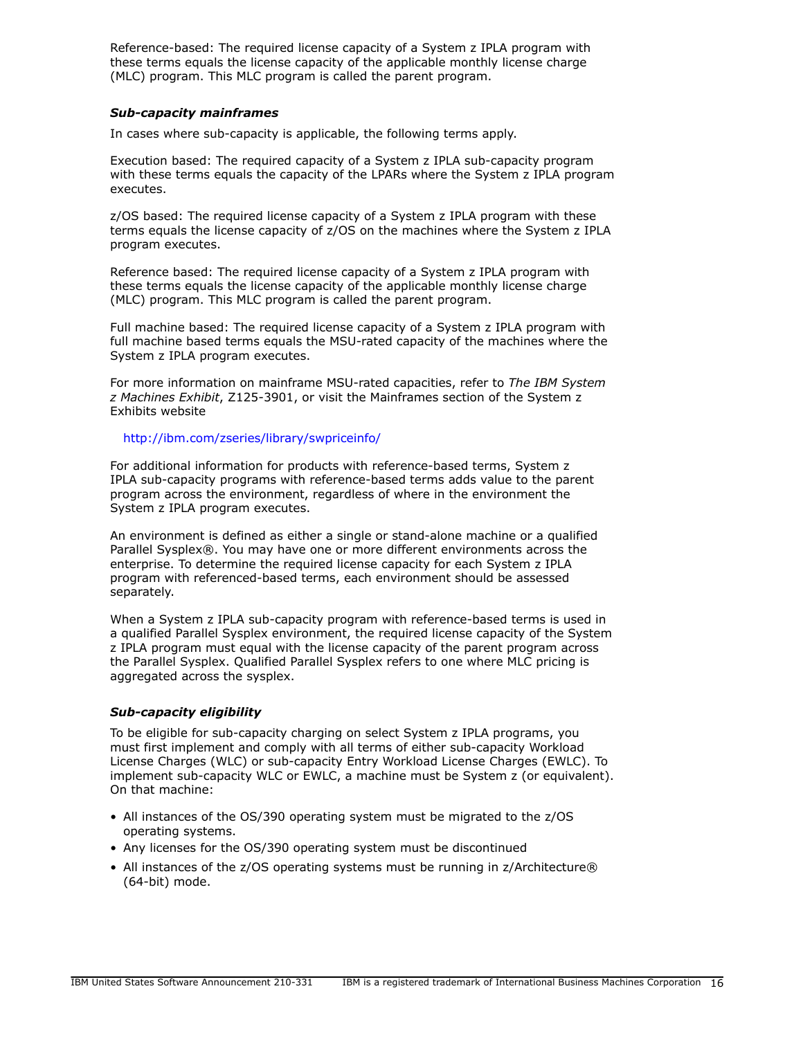Reference-based: The required license capacity of a System z IPLA program with these terms equals the license capacity of the applicable monthly license charge (MLC) program. This MLC program is called the parent program.

### *Sub-capacity mainframes*

In cases where sub-capacity is applicable, the following terms apply.

Execution based: The required capacity of a System z IPLA sub-capacity program with these terms equals the capacity of the LPARs where the System z IPLA program executes.

z/OS based: The required license capacity of a System z IPLA program with these terms equals the license capacity of z/OS on the machines where the System z IPLA program executes.

Reference based: The required license capacity of a System z IPLA program with these terms equals the license capacity of the applicable monthly license charge (MLC) program. This MLC program is called the parent program.

Full machine based: The required license capacity of a System z IPLA program with full machine based terms equals the MSU-rated capacity of the machines where the System z IPLA program executes.

For more information on mainframe MSU-rated capacities, refer to *The IBM System z Machines Exhibit*, Z125-3901, or visit the Mainframes section of the System z Exhibits website

http://ibm.com/zseries/library/swpriceinfo/

For additional information for products with reference-based terms, System z IPLA sub-capacity programs with reference-based terms adds value to the parent program across the environment, regardless of where in the environment the System z IPLA program executes.

An environment is defined as either a single or stand-alone machine or a qualified Parallel Sysplex®. You may have one or more different environments across the enterprise. To determine the required license capacity for each System z IPLA program with referenced-based terms, each environment should be assessed separately.

When a System z IPLA sub-capacity program with reference-based terms is used in a qualified Parallel Sysplex environment, the required license capacity of the System z IPLA program must equal with the license capacity of the parent program across the Parallel Sysplex. Qualified Parallel Sysplex refers to one where MLC pricing is aggregated across the sysplex.

### *Sub-capacity eligibility*

To be eligible for sub-capacity charging on select System z IPLA programs, you must first implement and comply with all terms of either sub-capacity Workload License Charges (WLC) or sub-capacity Entry Workload License Charges (EWLC). To implement sub-capacity WLC or EWLC, a machine must be System z (or equivalent). On that machine:

- All instances of the OS/390 operating system must be migrated to the z/OS operating systems.
- Any licenses for the OS/390 operating system must be discontinued
- All instances of the z/OS operating systems must be running in z/Architecture® (64-bit) mode.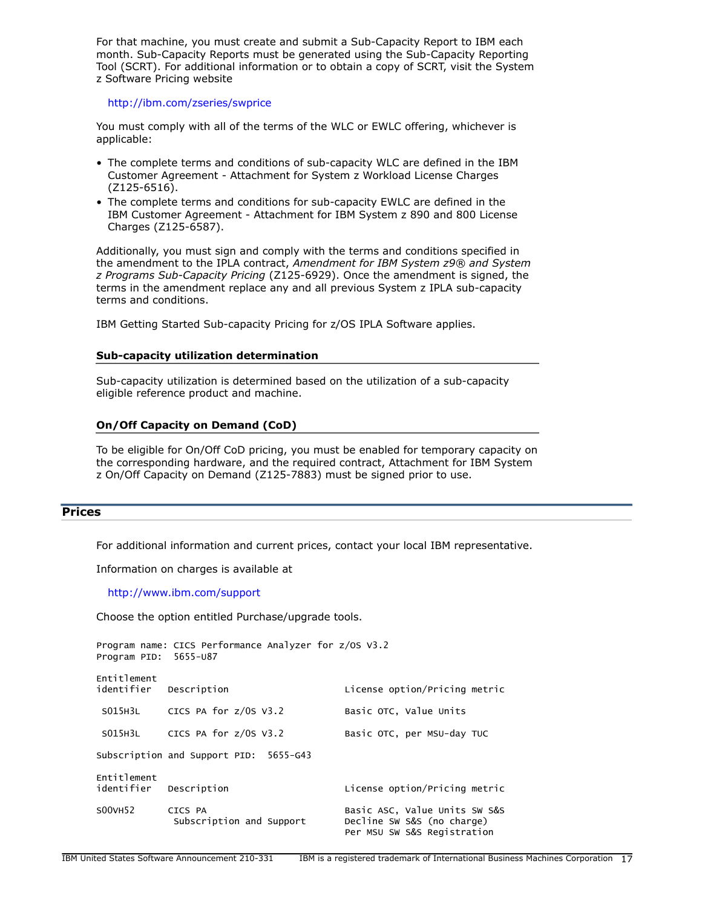For that machine, you must create and submit a Sub-Capacity Report to IBM each month. Sub-Capacity Reports must be generated using the Sub-Capacity Reporting Tool (SCRT). For additional information or to obtain a copy of SCRT, visit the System z Software Pricing website

http://ibm.com/zseries/swprice

You must comply with all of the terms of the WLC or EWLC offering, whichever is applicable:

- The complete terms and conditions of sub-capacity WLC are defined in the IBM Customer Agreement - Attachment for System z Workload License Charges (Z125-6516).
- The complete terms and conditions for sub-capacity EWLC are defined in the IBM Customer Agreement - Attachment for IBM System z 890 and 800 License Charges (Z125-6587).

Additionally, you must sign and comply with the terms and conditions specified in the amendment to the IPLA contract, *Amendment for IBM System z9® and System z Programs Sub-Capacity Pricing* (Z125-6929). Once the amendment is signed, the terms in the amendment replace any and all previous System z IPLA sub-capacity terms and conditions.

IBM Getting Started Sub-capacity Pricing for z/OS IPLA Software applies.

### Sub-capacity utilization determination

Sub-capacity utilization is determined based on the utilization of a sub-capacity eligible reference product and machine.

### On/Off Capacity on Demand (CoD)

To be eligible for On/Off CoD pricing, you must be enabled for temporary capacity on the corresponding hardware, and the required contract, Attachment for IBM System z On/Off Capacity on Demand (Z125-7883) must be signed prior to use.

## Prices

For additional information and current prices, contact your local IBM representative.

Information on charges is available at

http://www.ibm.com/support

Choose the option entitled Purchase/upgrade tools.

```
Program name: CICS Performance Analyzer for z/OS V3.2
Program PID:  5655-U87

Entitlement
identifier   Description                  License option/Pricing metric

 S015H3L     CICS PA for z/OS V3.2        Basic OTC, Value Units

 S015H3L     CICS PA for z/OS V3.2        Basic OTC, per MSU-day TUC

Subscription and Support PID:  5655-G43

Entitlement
identifier   Description                  License option/Pricing metric

S00VH52      CICS PA                      Basic ASC, Value Units SW S&S
              Subscription and Support    Decline SW S&S (no charge)
                                          Per MSU SW S&S Registration
```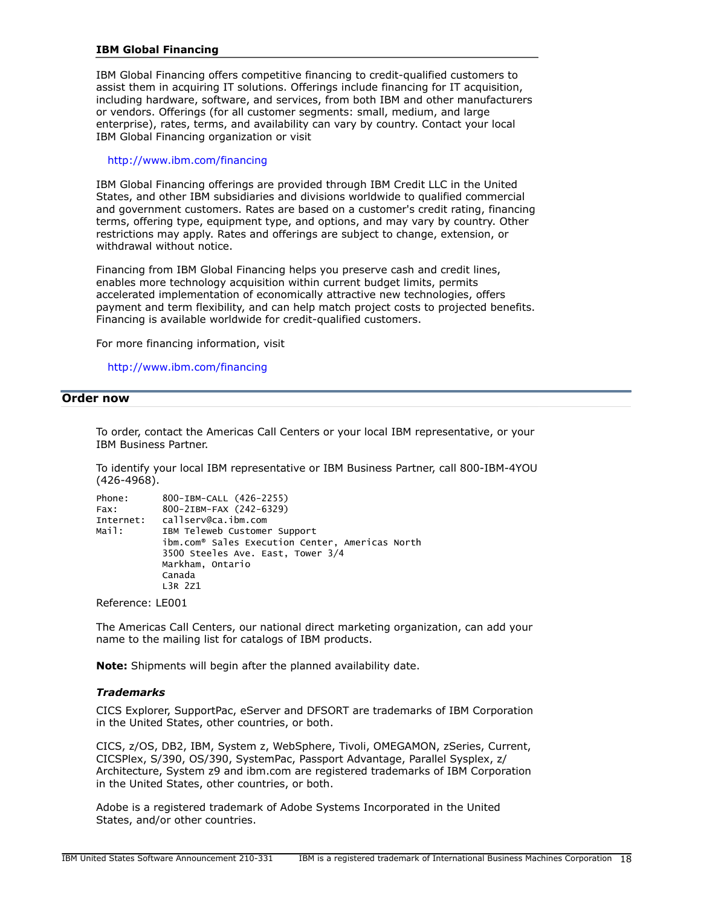### IBM Global Financing

IBM Global Financing offers competitive financing to credit-qualified customers to assist them in acquiring IT solutions. Offerings include financing for IT acquisition, including hardware, software, and services, from both IBM and other manufacturers or vendors. Offerings (for all customer segments: small, medium, and large enterprise), rates, terms, and availability can vary by country. Contact your local IBM Global Financing organization or visit

http://www.ibm.com/financing

IBM Global Financing offerings are provided through IBM Credit LLC in the United States, and other IBM subsidiaries and divisions worldwide to qualified commercial and government customers. Rates are based on a customer's credit rating, financing terms, offering type, equipment type, and options, and may vary by country. Other restrictions may apply. Rates and offerings are subject to change, extension, or withdrawal without notice.

Financing from IBM Global Financing helps you preserve cash and credit lines, enables more technology acquisition within current budget limits, permits accelerated implementation of economically attractive new technologies, offers payment and term flexibility, and can help match project costs to projected benefits. Financing is available worldwide for credit-qualified customers.

For more financing information, visit

http://www.ibm.com/financing

## Order now

To order, contact the Americas Call Centers or your local IBM representative, or your IBM Business Partner.

To identify your local IBM representative or IBM Business Partner, call 800-IBM-4YOU (426-4968).

```
Phone:      800-IBM-CALL (426-2255)
Fax:        800-2IBM-FAX (242-6329)
Internet:   callserv@ca.ibm.com
Mail:       IBM Teleweb Customer Support
            ibm.com® Sales Execution Center, Americas North
            3500 Steeles Ave. East, Tower 3/4
            Markham, Ontario
            Canada
            L3R 2Z1
```

Reference: LE001

The Americas Call Centers, our national direct marketing organization, can add your name to the mailing list for catalogs of IBM products.

**Note:** Shipments will begin after the planned availability date.

### *Trademarks*

CICS Explorer, SupportPac, eServer and DFSORT are trademarks of IBM Corporation in the United States, other countries, or both.

CICS, z/OS, DB2, IBM, System z, WebSphere, Tivoli, OMEGAMON, zSeries, Current, CICSPlex, S/390, OS/390, SystemPac, Passport Advantage, Parallel Sysplex, z/Architecture, System z9 and ibm.com are registered trademarks of IBM Corporation in the United States, other countries, or both.

Adobe is a registered trademark of Adobe Systems Incorporated in the United States, and/or other countries.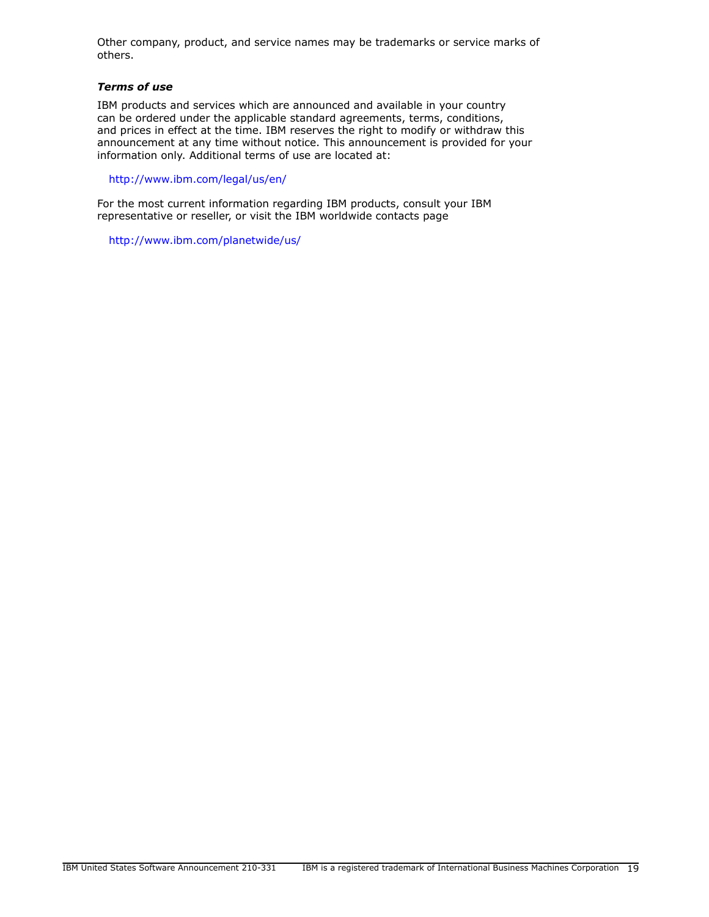Other company, product, and service names may be trademarks or service marks of others.

### *Terms of use*

IBM products and services which are announced and available in your country can be ordered under the applicable standard agreements, terms, conditions, and prices in effect at the time. IBM reserves the right to modify or withdraw this announcement at any time without notice. This announcement is provided for your information only. Additional terms of use are located at:

http://www.ibm.com/legal/us/en/

For the most current information regarding IBM products, consult your IBM representative or reseller, or visit the IBM worldwide contacts page

http://www.ibm.com/planetwide/us/